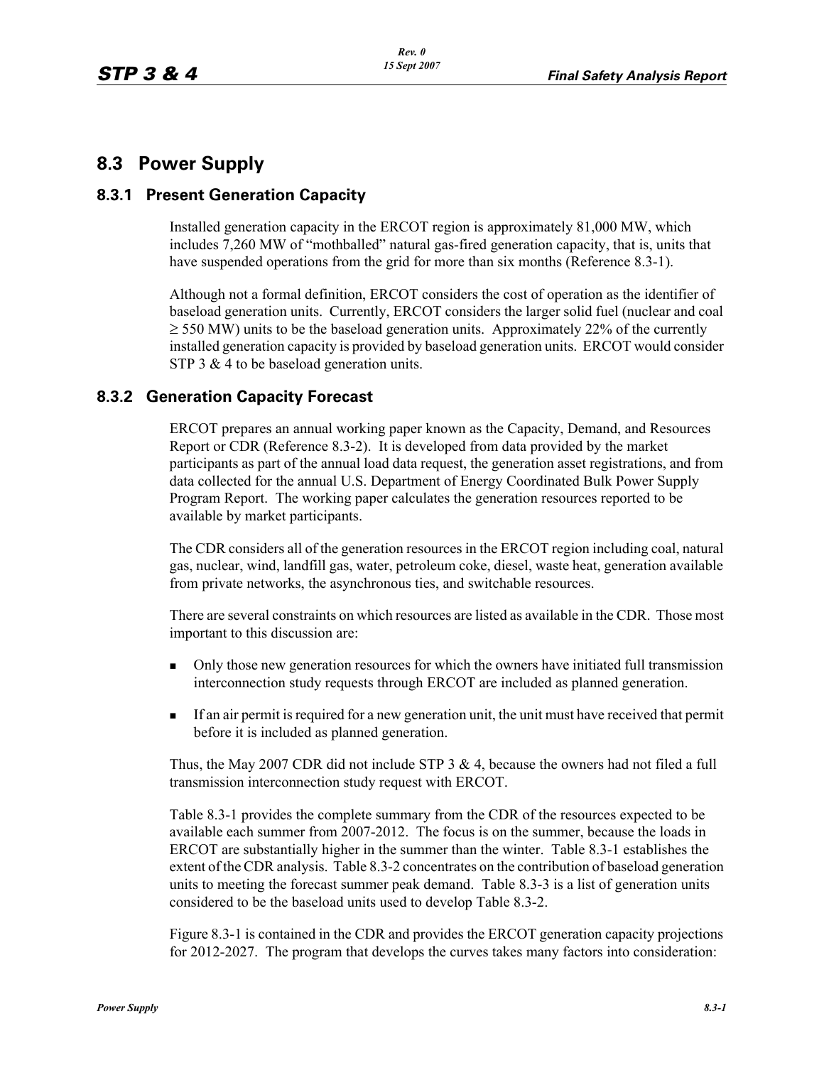## 8.3 Power Supply

### 8.3.1 Present Generation Capacity

Installed generation capacity in the ERCOT region is approximately 81,000 MW, which includes 7,260 MW of "mothballed" natural gas-fired generation capacity, that is, units that have suspended operations from the grid for more than six months (Reference 8.3-1).

Although not a formal definition, ERCOT considers the cost of operation as the identifier of baseload generation units. Currently, ERCOT considers the larger solid fuel (nuclear and coal ≥ 550 MW) units to be the baseload generation units. Approximately 22% of the currently installed generation capacity is provided by baseload generation units. ERCOT would consider STP 3 & 4 to be baseload generation units.

### 8.3.2 Generation Capacity Forecast

ERCOT prepares an annual working paper known as the Capacity, Demand, and Resources Report or CDR (Reference 8.3-2). It is developed from data provided by the market participants as part of the annual load data request, the generation asset registrations, and from data collected for the annual U.S. Department of Energy Coordinated Bulk Power Supply Program Report. The working paper calculates the generation resources reported to be available by market participants.

The CDR considers all of the generation resources in the ERCOT region including coal, natural gas, nuclear, wind, landfill gas, water, petroleum coke, diesel, waste heat, generation available from private networks, the asynchronous ties, and switchable resources.

There are several constraints on which resources are listed as available in the CDR. Those most important to this discussion are:

- Only those new generation resources for which the owners have initiated full transmission interconnection study requests through ERCOT are included as planned generation.
- If an air permit is required for a new generation unit, the unit must have received that permit before it is included as planned generation.

Thus, the May 2007 CDR did not include STP 3 & 4, because the owners had not filed a full transmission interconnection study request with ERCOT.

Table 8.3-1 provides the complete summary from the CDR of the resources expected to be available each summer from 2007-2012. The focus is on the summer, because the loads in ERCOT are substantially higher in the summer than the winter. Table 8.3-1 establishes the extent of the CDR analysis. Table 8.3-2 concentrates on the contribution of baseload generation units to meeting the forecast summer peak demand. Table 8.3-3 is a list of generation units considered to be the baseload units used to develop Table 8.3-2.

Figure 8.3-1 is contained in the CDR and provides the ERCOT generation capacity projections for 2012-2027. The program that develops the curves takes many factors into consideration: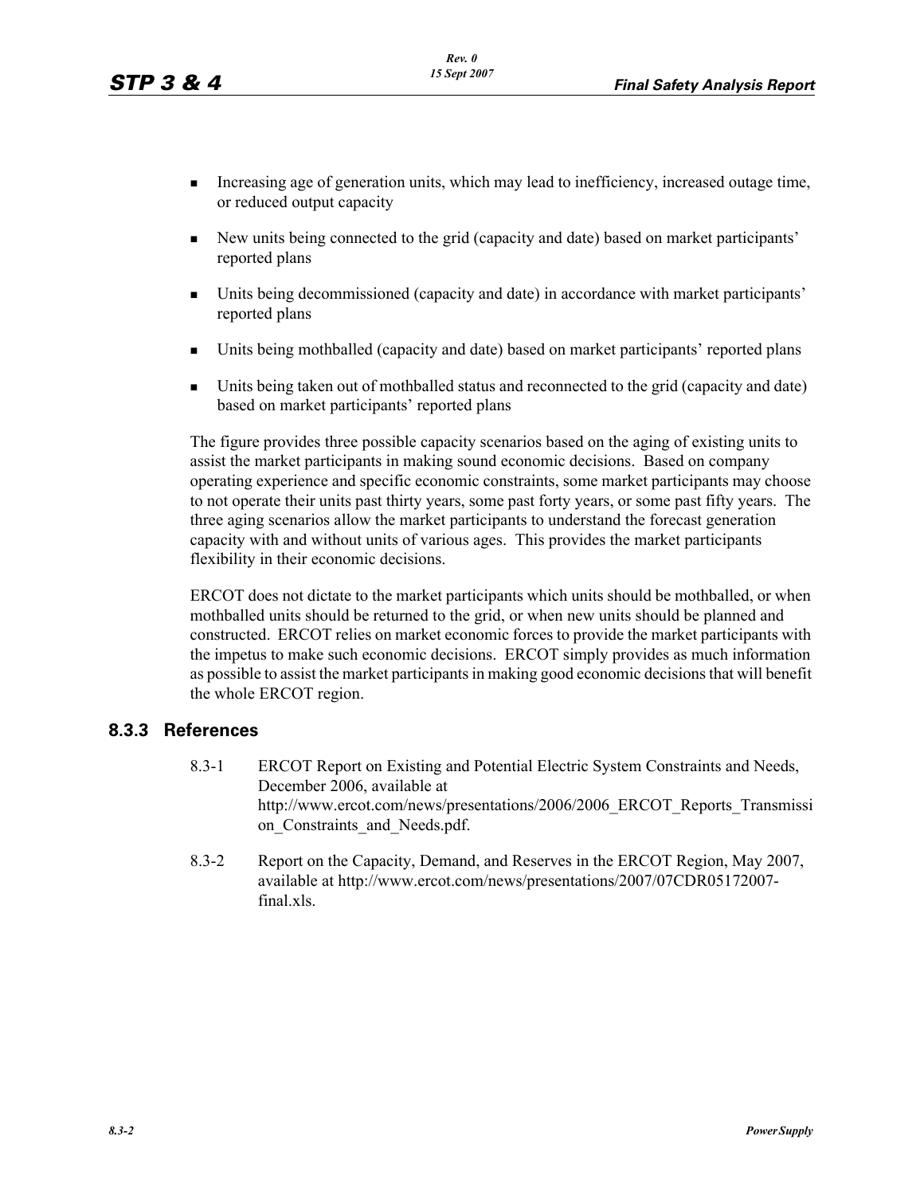- Increasing age of generation units, which may lead to inefficiency, increased outage time, or reduced output capacity
- New units being connected to the grid (capacity and date) based on market participants' reported plans
- Units being decommissioned (capacity and date) in accordance with market participants' reported plans
- Units being mothballed (capacity and date) based on market participants' reported plans
- Units being taken out of mothballed status and reconnected to the grid (capacity and date) based on market participants' reported plans

The figure provides three possible capacity scenarios based on the aging of existing units to assist the market participants in making sound economic decisions. Based on company operating experience and specific economic constraints, some market participants may choose to not operate their units past thirty years, some past forty years, or some past fifty years. The three aging scenarios allow the market participants to understand the forecast generation capacity with and without units of various ages. This provides the market participants flexibility in their economic decisions.

ERCOT does not dictate to the market participants which units should be mothballed, or when mothballed units should be returned to the grid, or when new units should be planned and constructed. ERCOT relies on market economic forces to provide the market participants with the impetus to make such economic decisions. ERCOT simply provides as much information as possible to assist the market participants in making good economic decisions that will benefit the whole ERCOT region.

## 8.3.3 References

8.3-1 ERCOT Report on Existing and Potential Electric System Constraints and Needs, December 2006, available at http://www.ercot.com/news/presentations/2006/2006_ERCOT_Reports_Transmission_Constraints_and_Needs.pdf.

8.3-2 Report on the Capacity, Demand, and Reserves in the ERCOT Region, May 2007, available at http://www.ercot.com/news/presentations/2007/07CDR05172007-final.xls.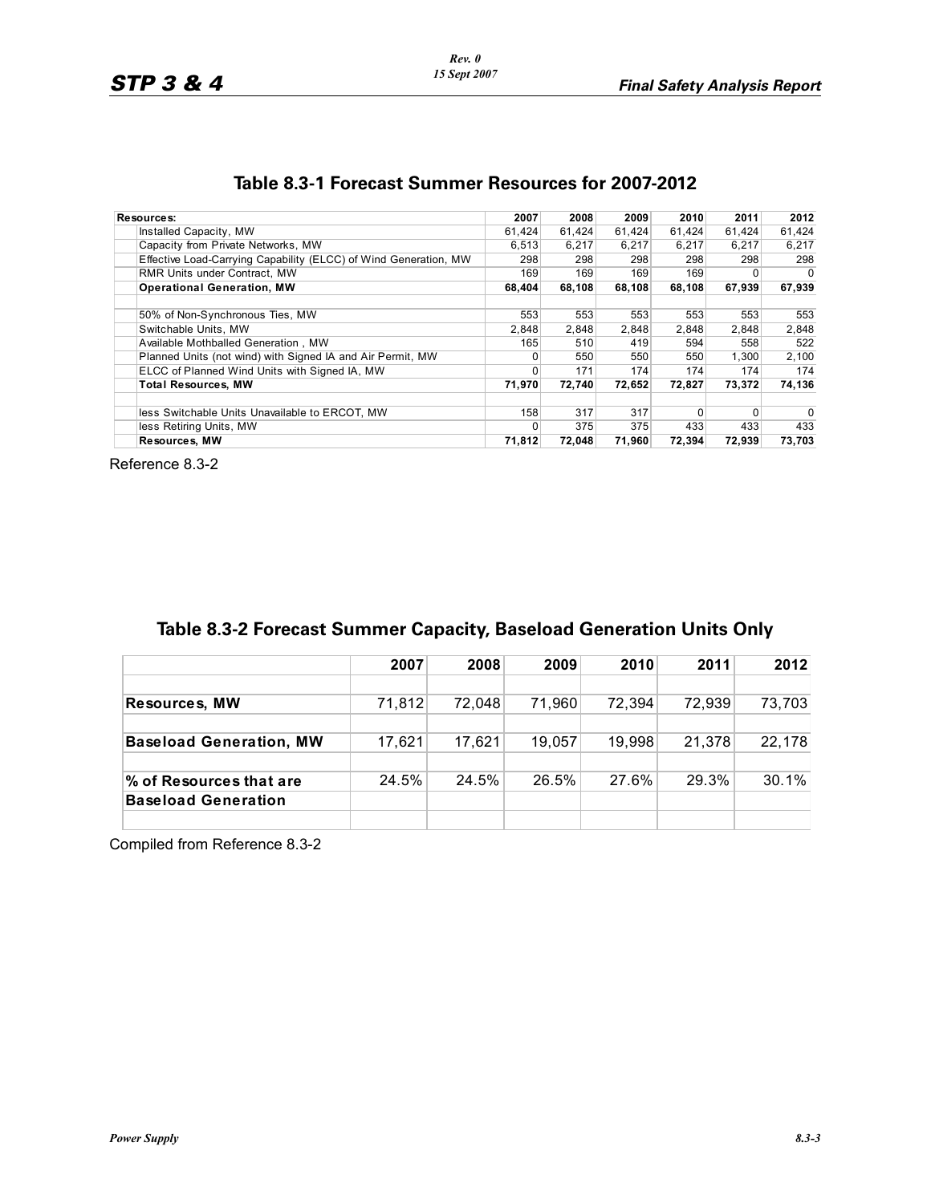## Table 8.3-1 Forecast Summer Resources for 2007-2012

| Resources: | 2007 | 2008 | 2009 | 2010 | 2011 | 2012 |
|---|---|---|---|---|---|---|
| Installed Capacity, MW | 61,424 | 61,424 | 61,424 | 61,424 | 61,424 | 61,424 |
| Capacity from Private Networks, MW | 6,513 | 6,217 | 6,217 | 6,217 | 6,217 | 6,217 |
| Effective Load-Carrying Capability (ELCC) of Wind Generation, MW | 298 | 298 | 298 | 298 | 298 | 298 |
| RMR Units under Contract, MW | 169 | 169 | 169 | 169 | 0 | 0 |
| **Operational Generation, MW** | **68,404** | **68,108** | **68,108** | **68,108** | **67,939** | **67,939** |
| | | | | | | |
| 50% of Non-Synchronous Ties, MW | 553 | 553 | 553 | 553 | 553 | 553 |
| Switchable Units, MW | 2,848 | 2,848 | 2,848 | 2,848 | 2,848 | 2,848 |
| Available Mothballed Generation , MW | 165 | 510 | 419 | 594 | 558 | 522 |
| Planned Units (not wind) with Signed IA and Air Permit, MW | 0 | 550 | 550 | 550 | 1,300 | 2,100 |
| ELCC of Planned Wind Units with Signed IA, MW | 0 | 171 | 174 | 174 | 174 | 174 |
| **Total Resources, MW** | **71,970** | **72,740** | **72,652** | **72,827** | **73,372** | **74,136** |
| | | | | | | |
| less Switchable Units Unavailable to ERCOT, MW | 158 | 317 | 317 | 0 | 0 | 0 |
| less Retiring Units, MW | 0 | 375 | 375 | 433 | 433 | 433 |
| **Resources, MW** | **71,812** | **72,048** | **71,960** | **72,394** | **72,939** | **73,703** |

Reference 8.3-2

## Table 8.3-2 Forecast Summer Capacity, Baseload Generation Units Only

| | 2007 | 2008 | 2009 | 2010 | 2011 | 2012 |
|---|---|---|---|---|---|---|
| **Resources, MW** | 71,812 | 72,048 | 71,960 | 72,394 | 72,939 | 73,703 |
| **Baseload Generation, MW** | 17,621 | 17,621 | 19,057 | 19,998 | 21,378 | 22,178 |
| **% of Resources that are Baseload Generation** | 24.5% | 24.5% | 26.5% | 27.6% | 29.3% | 30.1% |

Compiled from Reference 8.3-2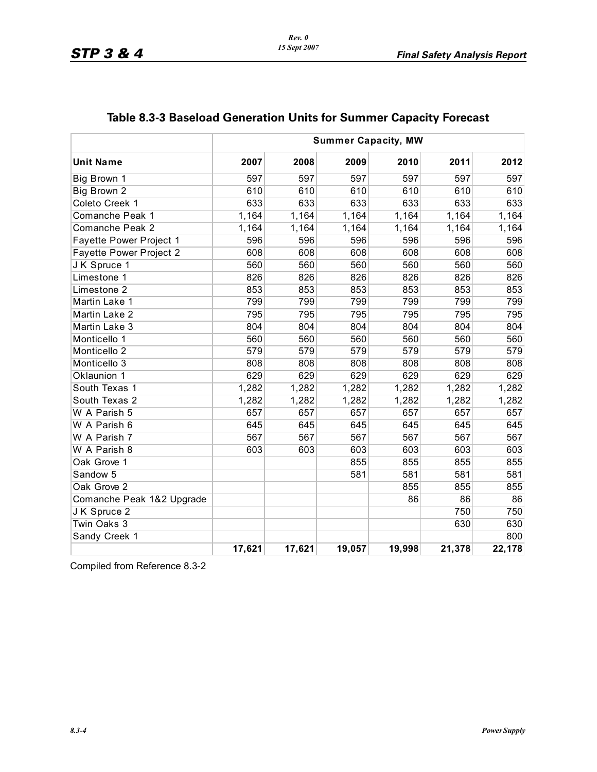## Table 8.3-3 Baseload Generation Units for Summer Capacity Forecast

| | Summer Capacity, MW | | | | | |
|---|---|---|---|---|---|---|
| **Unit Name** | **2007** | **2008** | **2009** | **2010** | **2011** | **2012** |
| Big Brown 1 | 597 | 597 | 597 | 597 | 597 | 597 |
| Big Brown 2 | 610 | 610 | 610 | 610 | 610 | 610 |
| Coleto Creek 1 | 633 | 633 | 633 | 633 | 633 | 633 |
| Comanche Peak 1 | 1,164 | 1,164 | 1,164 | 1,164 | 1,164 | 1,164 |
| Comanche Peak 2 | 1,164 | 1,164 | 1,164 | 1,164 | 1,164 | 1,164 |
| Fayette Power Project 1 | 596 | 596 | 596 | 596 | 596 | 596 |
| Fayette Power Project 2 | 608 | 608 | 608 | 608 | 608 | 608 |
| J K Spruce 1 | 560 | 560 | 560 | 560 | 560 | 560 |
| Limestone 1 | 826 | 826 | 826 | 826 | 826 | 826 |
| Limestone 2 | 853 | 853 | 853 | 853 | 853 | 853 |
| Martin Lake 1 | 799 | 799 | 799 | 799 | 799 | 799 |
| Martin Lake 2 | 795 | 795 | 795 | 795 | 795 | 795 |
| Martin Lake 3 | 804 | 804 | 804 | 804 | 804 | 804 |
| Monticello 1 | 560 | 560 | 560 | 560 | 560 | 560 |
| Monticello 2 | 579 | 579 | 579 | 579 | 579 | 579 |
| Monticello 3 | 808 | 808 | 808 | 808 | 808 | 808 |
| Oklaunion 1 | 629 | 629 | 629 | 629 | 629 | 629 |
| South Texas 1 | 1,282 | 1,282 | 1,282 | 1,282 | 1,282 | 1,282 |
| South Texas 2 | 1,282 | 1,282 | 1,282 | 1,282 | 1,282 | 1,282 |
| W A Parish 5 | 657 | 657 | 657 | 657 | 657 | 657 |
| W A Parish 6 | 645 | 645 | 645 | 645 | 645 | 645 |
| W A Parish 7 | 567 | 567 | 567 | 567 | 567 | 567 |
| W A Parish 8 | 603 | 603 | 603 | 603 | 603 | 603 |
| Oak Grove 1 | | | 855 | 855 | 855 | 855 |
| Sandow 5 | | | 581 | 581 | 581 | 581 |
| Oak Grove 2 | | | | 855 | 855 | 855 |
| Comanche Peak 1&2 Upgrade | | | | 86 | 86 | 86 |
| J K Spruce 2 | | | | | 750 | 750 |
| Twin Oaks 3 | | | | | 630 | 630 |
| Sandy Creek 1 | | | | | | 800 |
| | **17,621** | **17,621** | **19,057** | **19,998** | **21,378** | **22,178** |

Compiled from Reference 8.3-2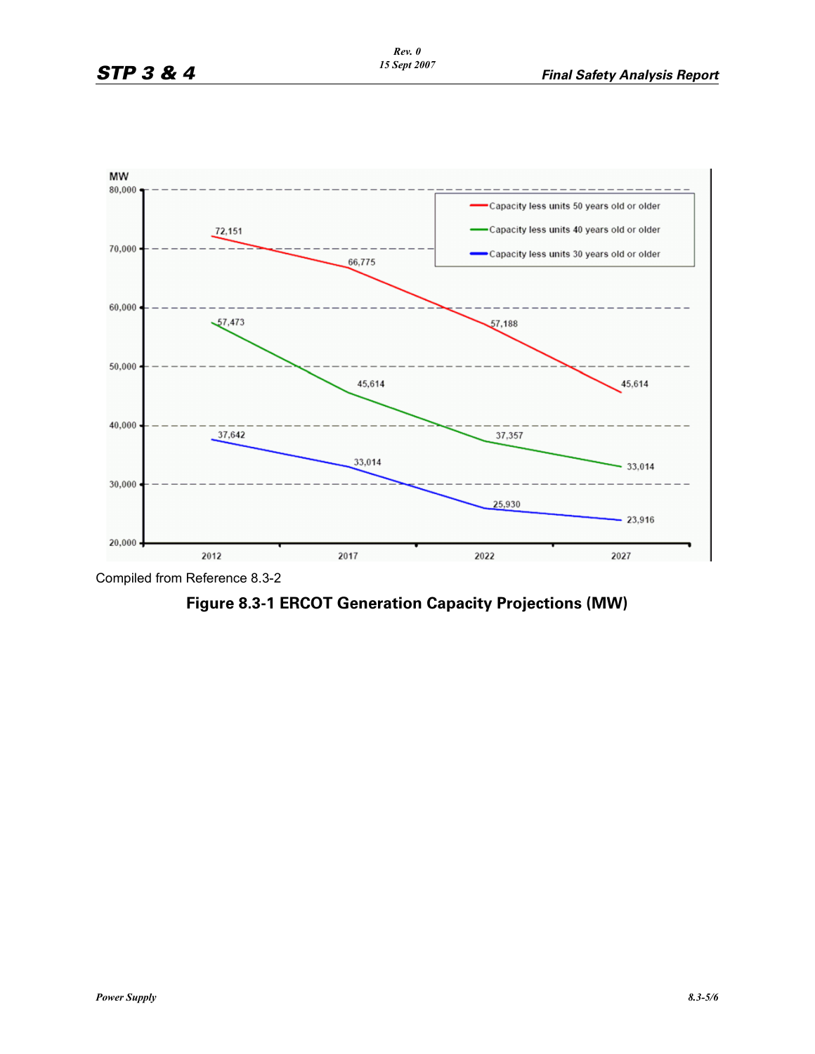MW

80,000

70,000

60,000

50,000

40,000

30,000

20,000

2012

2017

2022

2027

Capacity less units 50 years old or older

Capacity less units 40 years old or older

Capacity less units 30 years old or older

72,151

66,775

57,188

45,614

57,473

45,614

37,357

33,014

37,642

33,014

25,930

23,916

Compiled from Reference 8.3-2

**Figure 8.3-1 ERCOT Generation Capacity Projections (MW)**